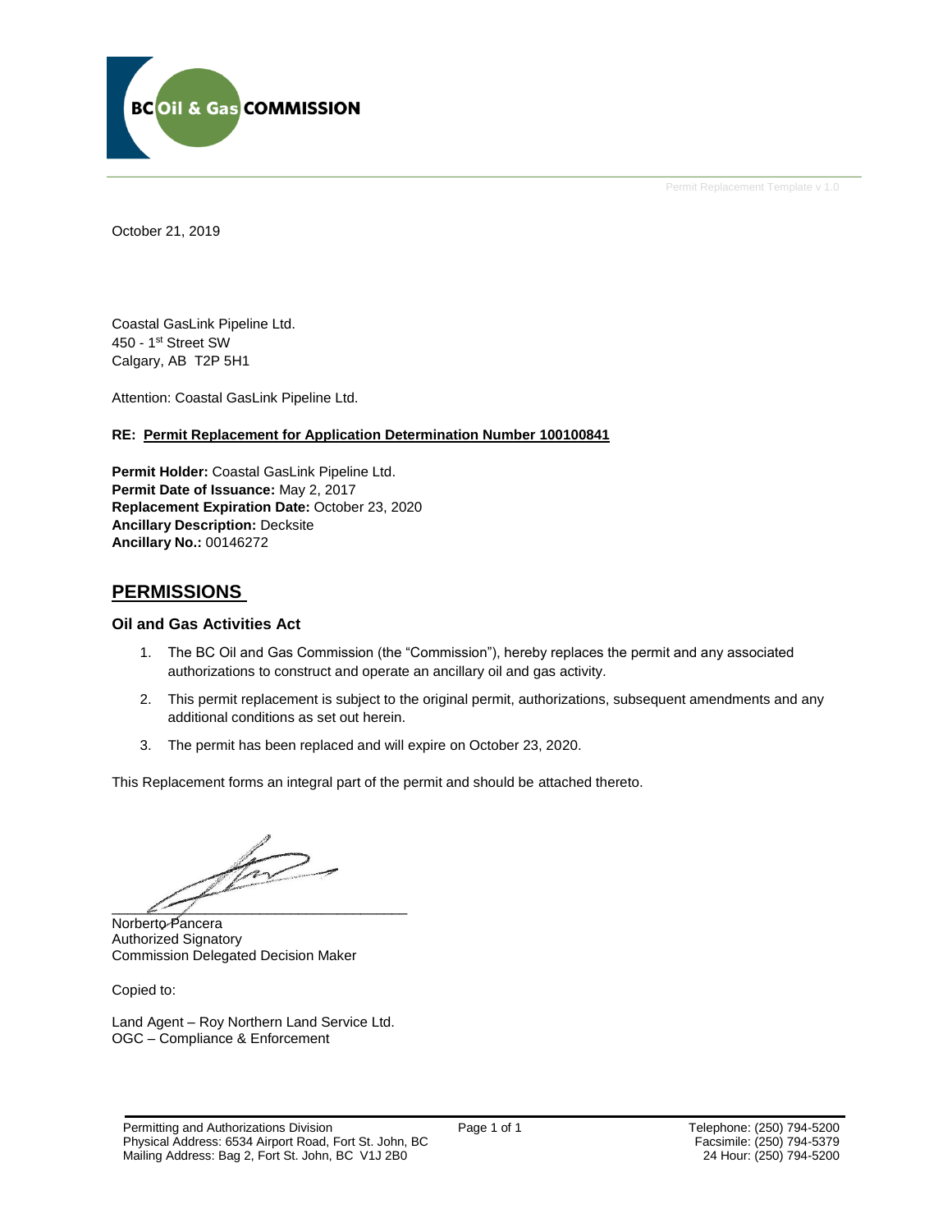BC Oil & Gas COMMISSION

Permit Replacement Template v 1.0

October 21, 2019

Coastal GasLink Pipeline Ltd.
450 - 1st Street SW
Calgary, AB  T2P 5H1

Attention: Coastal GasLink Pipeline Ltd.

**RE: Permit Replacement for Application Determination Number 100100841**

**Permit Holder:** Coastal GasLink Pipeline Ltd.
**Permit Date of Issuance:** May 2, 2017
**Replacement Expiration Date:** October 23, 2020
**Ancillary Description:** Decksite
**Ancillary No.:** 00146272

## PERMISSIONS

### Oil and Gas Activities Act

1. The BC Oil and Gas Commission (the "Commission"), hereby replaces the permit and any associated authorizations to construct and operate an ancillary oil and gas activity.
2. This permit replacement is subject to the original permit, authorizations, subsequent amendments and any additional conditions as set out herein.
3. The permit has been replaced and will expire on October 23, 2020.

This Replacement forms an integral part of the permit and should be attached thereto.

Norberto Pancera
Authorized Signatory
Commission Delegated Decision Maker

Copied to:

Land Agent – Roy Northern Land Service Ltd.
OGC – Compliance & Enforcement

Permitting and Authorizations Division
Physical Address: 6534 Airport Road, Fort St. John, BC
Mailing Address: Bag 2, Fort St. John, BC  V1J 2B0

Telephone: (250) 794-5200
Facsimile: (250) 794-5379
24 Hour: (250) 794-5200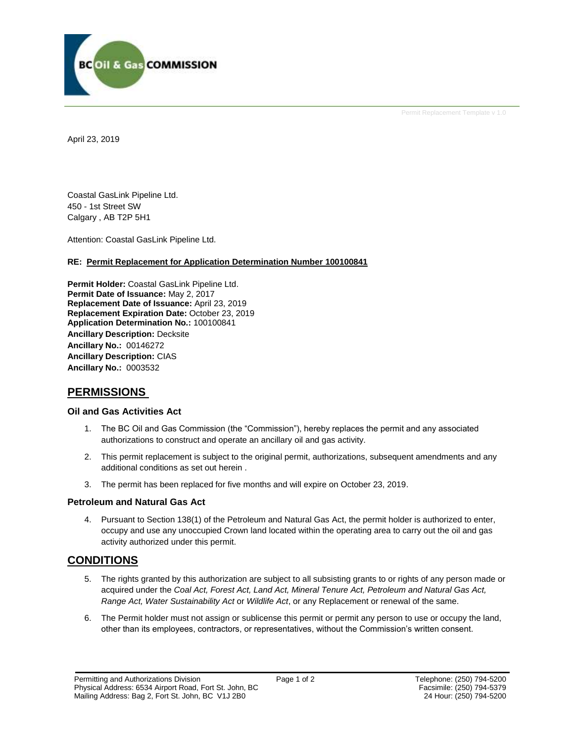Permit Replacement Template v 1.0

April 23, 2019

Coastal GasLink Pipeline Ltd.
450 - 1st Street SW
Calgary , AB T2P 5H1

Attention: Coastal GasLink Pipeline Ltd.

**RE: Permit Replacement for Application Determination Number 100100841**

**Permit Holder:** Coastal GasLink Pipeline Ltd.
**Permit Date of Issuance:** May 2, 2017
**Replacement Date of Issuance:** April 23, 2019
**Replacement Expiration Date:** October 23, 2019
**Application Determination No.:** 100100841
**Ancillary Description:** Decksite
**Ancillary No.:** 00146272
**Ancillary Description:** CIAS
**Ancillary No.:** 0003532

## PERMISSIONS

### Oil and Gas Activities Act

1. The BC Oil and Gas Commission (the "Commission"), hereby replaces the permit and any associated authorizations to construct and operate an ancillary oil and gas activity.
2. This permit replacement is subject to the original permit, authorizations, subsequent amendments and any additional conditions as set out herein .
3. The permit has been replaced for five months and will expire on October 23, 2019.

### Petroleum and Natural Gas Act

4. Pursuant to Section 138(1) of the Petroleum and Natural Gas Act, the permit holder is authorized to enter, occupy and use any unoccupied Crown land located within the operating area to carry out the oil and gas activity authorized under this permit.

## CONDITIONS

5. The rights granted by this authorization are subject to all subsisting grants to or rights of any person made or acquired under the *Coal Act, Forest Act, Land Act, Mineral Tenure Act, Petroleum and Natural Gas Act, Range Act, Water Sustainability Act* or *Wildlife Act*, or any Replacement or renewal of the same.
6. The Permit holder must not assign or sublicense this permit or permit any person to use or occupy the land, other than its employees, contractors, or representatives, without the Commission's written consent.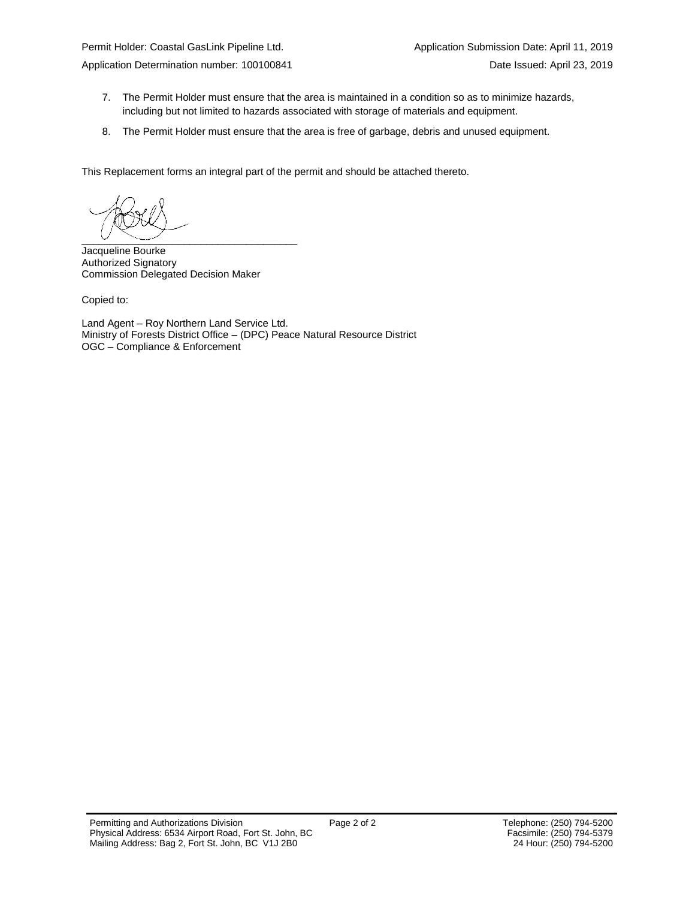7. The Permit Holder must ensure that the area is maintained in a condition so as to minimize hazards, including but not limited to hazards associated with storage of materials and equipment.
8. The Permit Holder must ensure that the area is free of garbage, debris and unused equipment.

This Replacement forms an integral part of the permit and should be attached thereto.

_____________________________________

Jacqueline Bourke
Authorized Signatory
Commission Delegated Decision Maker

Copied to:

Land Agent – Roy Northern Land Service Ltd.
Ministry of Forests District Office – (DPC) Peace Natural Resource District
OGC – Compliance & Enforcement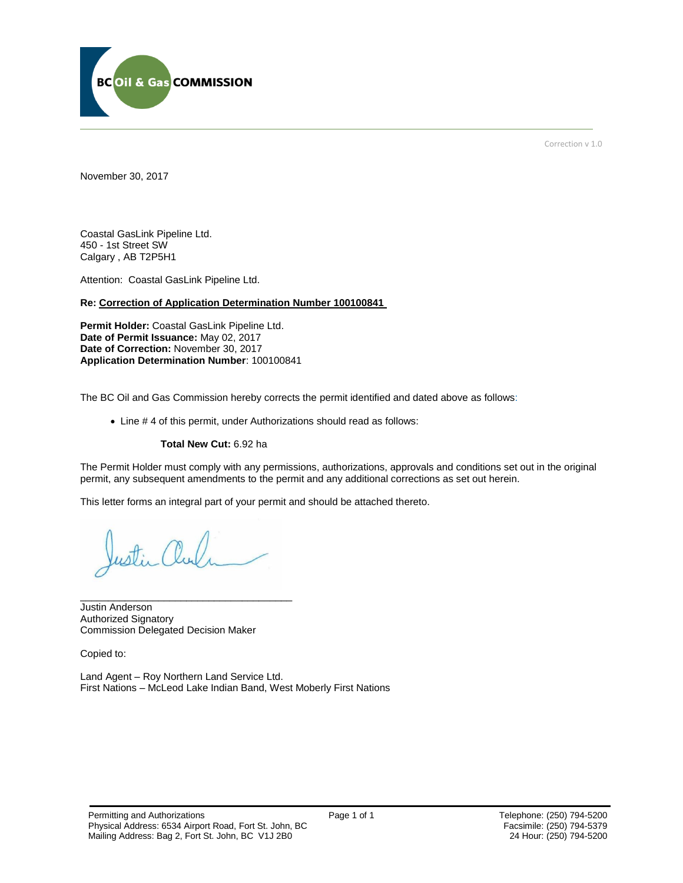Correction v 1.0

November 30, 2017

Coastal GasLink Pipeline Ltd.
450 - 1st Street SW
Calgary , AB T2P5H1

Attention: Coastal GasLink Pipeline Ltd.

**Re: Correction of Application Determination Number 100100841**

**Permit Holder:** Coastal GasLink Pipeline Ltd.
**Date of Permit Issuance:** May 02, 2017
**Date of Correction:** November 30, 2017
**Application Determination Number**: 100100841

The BC Oil and Gas Commission hereby corrects the permit identified and dated above as follows:

- Line # 4 of this permit, under Authorizations should read as follows:

  **Total New Cut:** 6.92 ha

The Permit Holder must comply with any permissions, authorizations, approvals and conditions set out in the original permit, any subsequent amendments to the permit and any additional corrections as set out herein.

This letter forms an integral part of your permit and should be attached thereto.

\_\_\_\_\_\_\_\_\_\_\_\_\_\_\_\_\_\_\_\_\_\_\_\_\_\_\_\_\_\_\_\_\_\_\_\_\_\_
Justin Anderson
Authorized Signatory
Commission Delegated Decision Maker

Copied to:

Land Agent – Roy Northern Land Service Ltd.
First Nations – McLeod Lake Indian Band, West Moberly First Nations

Permitting and Authorizations
Physical Address: 6534 Airport Road, Fort St. John, BC
Mailing Address: Bag 2, Fort St. John, BC V1J 2B0

Telephone: (250) 794-5200
Facsimile: (250) 794-5379
24 Hour: (250) 794-5200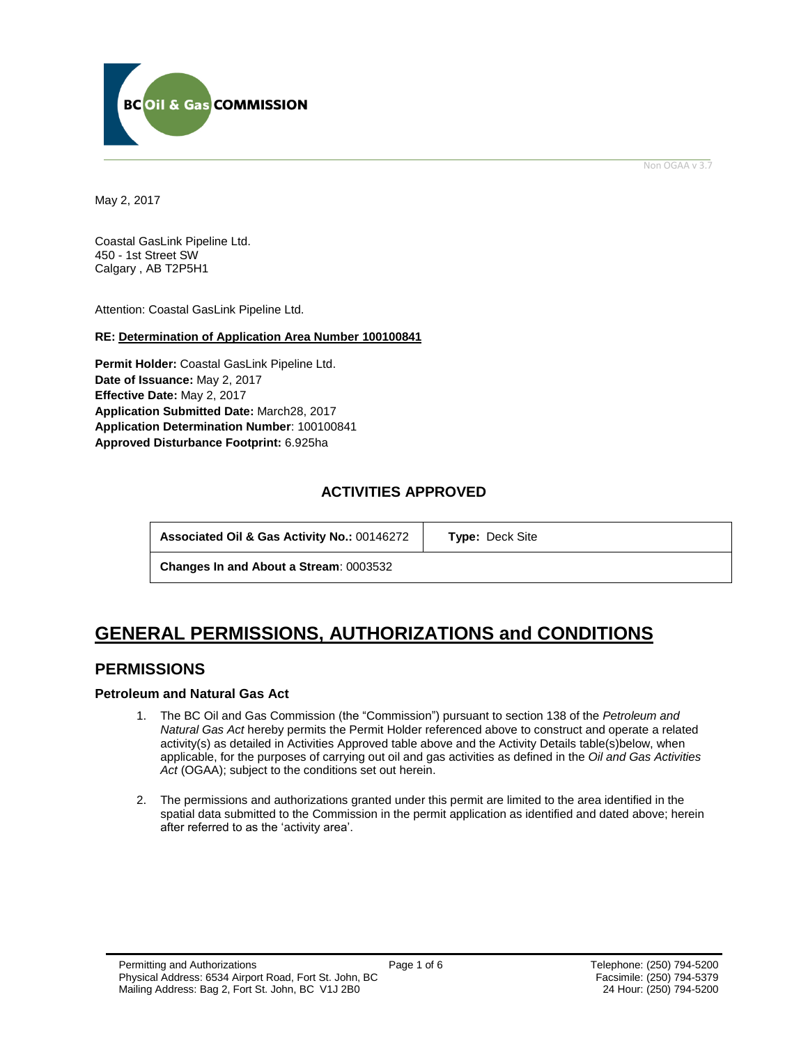Non OGAA v 3.7

May 2, 2017

Coastal GasLink Pipeline Ltd.
450 - 1st Street SW
Calgary , AB T2P5H1

Attention: Coastal GasLink Pipeline Ltd.

**RE: Determination of Application Area Number 100100841**

**Permit Holder:** Coastal GasLink Pipeline Ltd.
**Date of Issuance:** May 2, 2017
**Effective Date:** May 2, 2017
**Application Submitted Date:** March28, 2017
**Application Determination Number**: 100100841
**Approved Disturbance Footprint:** 6.925ha

## ACTIVITIES APPROVED

| **Associated Oil & Gas Activity No.:** 00146272 | **Type:** Deck Site |
|---|---|
| **Changes In and About a Stream**: 0003532 | |

# GENERAL PERMISSIONS, AUTHORIZATIONS and CONDITIONS

## PERMISSIONS

### Petroleum and Natural Gas Act

1. The BC Oil and Gas Commission (the "Commission") pursuant to section 138 of the *Petroleum and Natural Gas Act* hereby permits the Permit Holder referenced above to construct and operate a related activity(s) as detailed in Activities Approved table above and the Activity Details table(s)below, when applicable, for the purposes of carrying out oil and gas activities as defined in the *Oil and Gas Activities Act* (OGAA); subject to the conditions set out herein.

2. The permissions and authorizations granted under this permit are limited to the area identified in the spatial data submitted to the Commission in the permit application as identified and dated above; herein after referred to as the 'activity area'.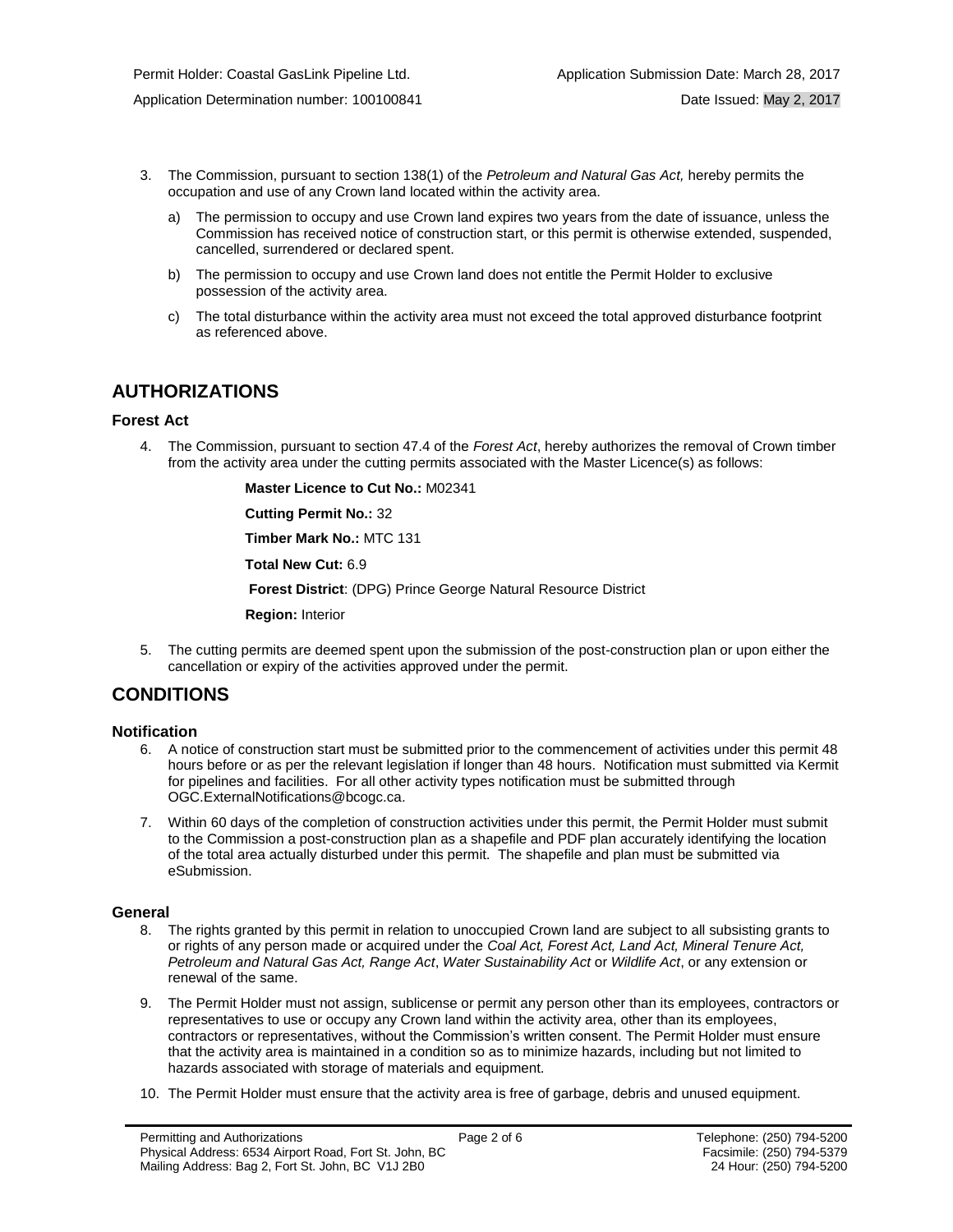3. The Commission, pursuant to section 138(1) of the *Petroleum and Natural Gas Act,* hereby permits the occupation and use of any Crown land located within the activity area.

   a) The permission to occupy and use Crown land expires two years from the date of issuance, unless the Commission has received notice of construction start, or this permit is otherwise extended, suspended, cancelled, surrendered or declared spent.

   b) The permission to occupy and use Crown land does not entitle the Permit Holder to exclusive possession of the activity area.

   c) The total disturbance within the activity area must not exceed the total approved disturbance footprint as referenced above.

## AUTHORIZATIONS

### Forest Act

4. The Commission, pursuant to section 47.4 of the *Forest Act*, hereby authorizes the removal of Crown timber from the activity area under the cutting permits associated with the Master Licence(s) as follows:

   **Master Licence to Cut No.:** M02341

   **Cutting Permit No.:** 32

   **Timber Mark No.:** MTC 131

   **Total New Cut:** 6.9

   **Forest District**: (DPG) Prince George Natural Resource District

   **Region:** Interior

5. The cutting permits are deemed spent upon the submission of the post-construction plan or upon either the cancellation or expiry of the activities approved under the permit.

## CONDITIONS

### Notification

6. A notice of construction start must be submitted prior to the commencement of activities under this permit 48 hours before or as per the relevant legislation if longer than 48 hours. Notification must submitted via Kermit for pipelines and facilities. For all other activity types notification must be submitted through OGC.ExternalNotifications@bcogc.ca.

7. Within 60 days of the completion of construction activities under this permit, the Permit Holder must submit to the Commission a post-construction plan as a shapefile and PDF plan accurately identifying the location of the total area actually disturbed under this permit. The shapefile and plan must be submitted via eSubmission.

### General

8. The rights granted by this permit in relation to unoccupied Crown land are subject to all subsisting grants to or rights of any person made or acquired under the *Coal Act, Forest Act, Land Act, Mineral Tenure Act, Petroleum and Natural Gas Act, Range Act*, *Water Sustainability Act* or *Wildlife Act*, or any extension or renewal of the same.

9. The Permit Holder must not assign, sublicense or permit any person other than its employees, contractors or representatives to use or occupy any Crown land within the activity area, other than its employees, contractors or representatives, without the Commission's written consent. The Permit Holder must ensure that the activity area is maintained in a condition so as to minimize hazards, including but not limited to hazards associated with storage of materials and equipment.

10. The Permit Holder must ensure that the activity area is free of garbage, debris and unused equipment.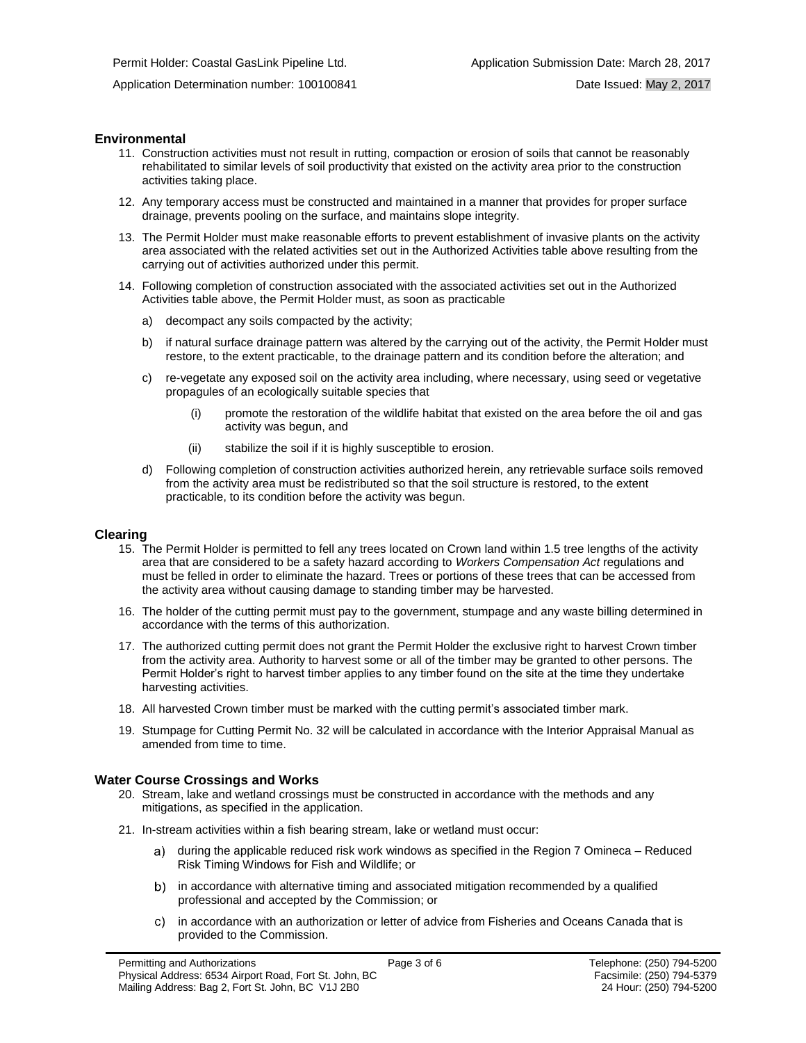## Environmental

11. Construction activities must not result in rutting, compaction or erosion of soils that cannot be reasonably rehabilitated to similar levels of soil productivity that existed on the activity area prior to the construction activities taking place.
12. Any temporary access must be constructed and maintained in a manner that provides for proper surface drainage, prevents pooling on the surface, and maintains slope integrity.
13. The Permit Holder must make reasonable efforts to prevent establishment of invasive plants on the activity area associated with the related activities set out in the Authorized Activities table above resulting from the carrying out of activities authorized under this permit.
14. Following completion of construction associated with the associated activities set out in the Authorized Activities table above, the Permit Holder must, as soon as practicable
    a) decompact any soils compacted by the activity;
    b) if natural surface drainage pattern was altered by the carrying out of the activity, the Permit Holder must restore, to the extent practicable, to the drainage pattern and its condition before the alteration; and
    c) re-vegetate any exposed soil on the activity area including, where necessary, using seed or vegetative propagules of an ecologically suitable species that
        (i) promote the restoration of the wildlife habitat that existed on the area before the oil and gas activity was begun, and
        (ii) stabilize the soil if it is highly susceptible to erosion.
    d) Following completion of construction activities authorized herein, any retrievable surface soils removed from the activity area must be redistributed so that the soil structure is restored, to the extent practicable, to its condition before the activity was begun.

## Clearing

15. The Permit Holder is permitted to fell any trees located on Crown land within 1.5 tree lengths of the activity area that are considered to be a safety hazard according to *Workers Compensation Act* regulations and must be felled in order to eliminate the hazard. Trees or portions of these trees that can be accessed from the activity area without causing damage to standing timber may be harvested.
16. The holder of the cutting permit must pay to the government, stumpage and any waste billing determined in accordance with the terms of this authorization.
17. The authorized cutting permit does not grant the Permit Holder the exclusive right to harvest Crown timber from the activity area. Authority to harvest some or all of the timber may be granted to other persons. The Permit Holder's right to harvest timber applies to any timber found on the site at the time they undertake harvesting activities.
18. All harvested Crown timber must be marked with the cutting permit's associated timber mark.
19. Stumpage for Cutting Permit No. 32 will be calculated in accordance with the Interior Appraisal Manual as amended from time to time.

## Water Course Crossings and Works

20. Stream, lake and wetland crossings must be constructed in accordance with the methods and any mitigations, as specified in the application.
21. In-stream activities within a fish bearing stream, lake or wetland must occur:
    a) during the applicable reduced risk work windows as specified in the Region 7 Omineca – Reduced Risk Timing Windows for Fish and Wildlife; or
    b) in accordance with alternative timing and associated mitigation recommended by a qualified professional and accepted by the Commission; or
    c) in accordance with an authorization or letter of advice from Fisheries and Oceans Canada that is provided to the Commission.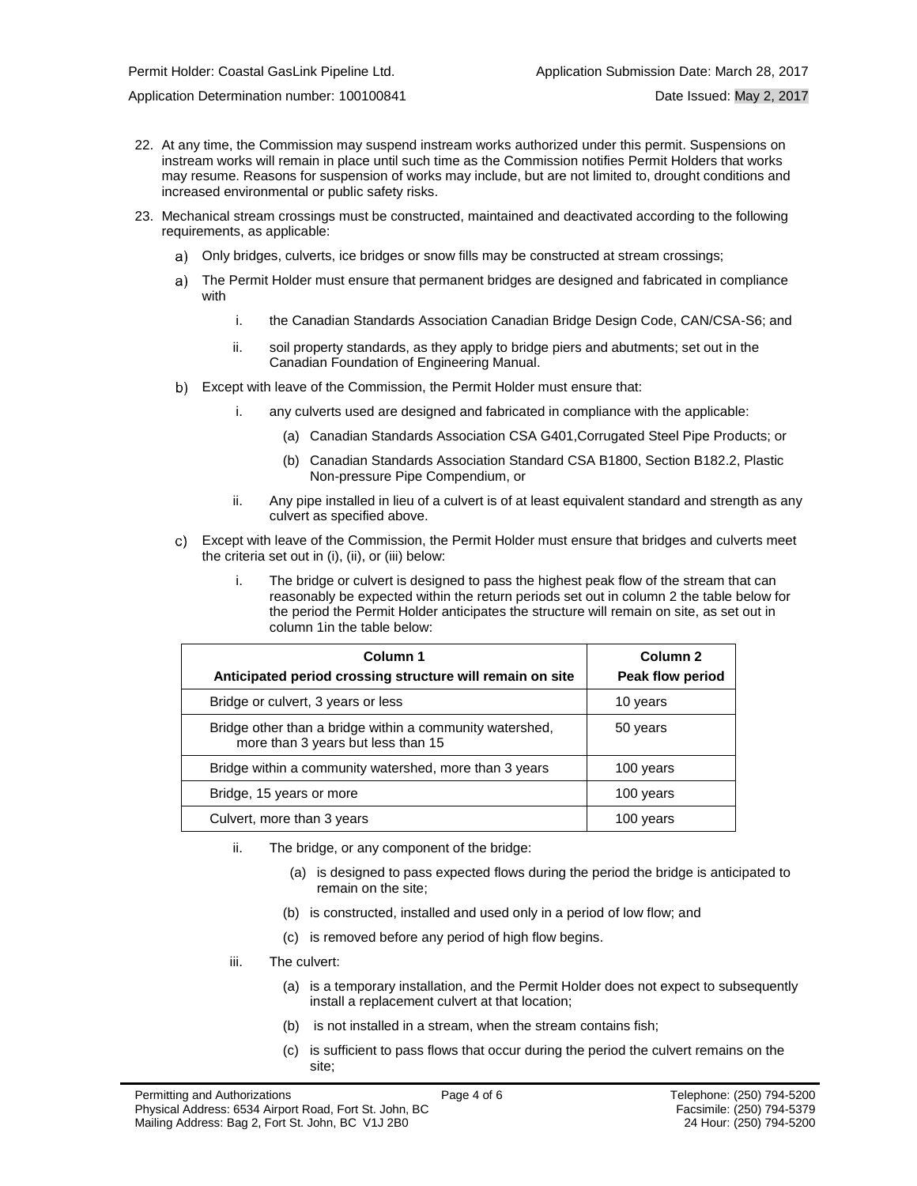22. At any time, the Commission may suspend instream works authorized under this permit. Suspensions on instream works will remain in place until such time as the Commission notifies Permit Holders that works may resume. Reasons for suspension of works may include, but are not limited to, drought conditions and increased environmental or public safety risks.

23. Mechanical stream crossings must be constructed, maintained and deactivated according to the following requirements, as applicable:

    a) Only bridges, culverts, ice bridges or snow fills may be constructed at stream crossings;

    a) The Permit Holder must ensure that permanent bridges are designed and fabricated in compliance with

        i. the Canadian Standards Association Canadian Bridge Design Code, CAN/CSA-S6; and

        ii. soil property standards, as they apply to bridge piers and abutments; set out in the Canadian Foundation of Engineering Manual.

    b) Except with leave of the Commission, the Permit Holder must ensure that:

        i. any culverts used are designed and fabricated in compliance with the applicable:

            (a) Canadian Standards Association CSA G401,Corrugated Steel Pipe Products; or

            (b) Canadian Standards Association Standard CSA B1800, Section B182.2, Plastic Non-pressure Pipe Compendium, or

        ii. Any pipe installed in lieu of a culvert is of at least equivalent standard and strength as any culvert as specified above.

    c) Except with leave of the Commission, the Permit Holder must ensure that bridges and culverts meet the criteria set out in (i), (ii), or (iii) below:

        i. The bridge or culvert is designed to pass the highest peak flow of the stream that can reasonably be expected within the return periods set out in column 2 the table below for the period the Permit Holder anticipates the structure will remain on site, as set out in column 1in the table below:

| Column 1<br>Anticipated period crossing structure will remain on site | Column 2<br>Peak flow period |
|---|---|
| Bridge or culvert, 3 years or less | 10 years |
| Bridge other than a bridge within a community watershed, more than 3 years but less than 15 | 50 years |
| Bridge within a community watershed, more than 3 years | 100 years |
| Bridge, 15 years or more | 100 years |
| Culvert, more than 3 years | 100 years |

        ii. The bridge, or any component of the bridge:

            (a) is designed to pass expected flows during the period the bridge is anticipated to remain on the site;

            (b) is constructed, installed and used only in a period of low flow; and

            (c) is removed before any period of high flow begins.

        iii. The culvert:

            (a) is a temporary installation, and the Permit Holder does not expect to subsequently install a replacement culvert at that location;

            (b) is not installed in a stream, when the stream contains fish;

            (c) is sufficient to pass flows that occur during the period the culvert remains on the site;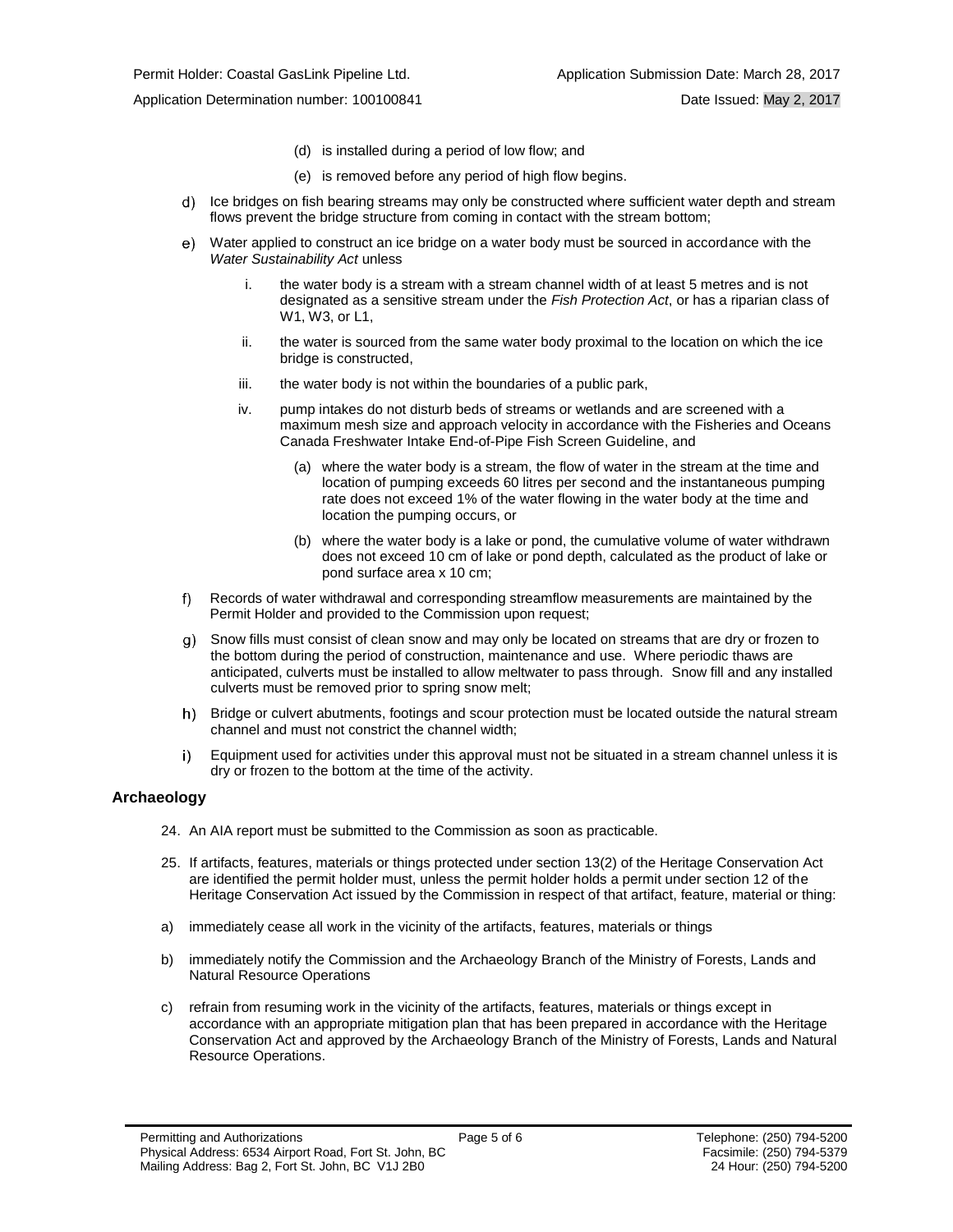(d) is installed during a period of low flow; and

(e) is removed before any period of high flow begins.

d) Ice bridges on fish bearing streams may only be constructed where sufficient water depth and stream flows prevent the bridge structure from coming in contact with the stream bottom;

e) Water applied to construct an ice bridge on a water body must be sourced in accordance with the *Water Sustainability Act* unless

   i. the water body is a stream with a stream channel width of at least 5 metres and is not designated as a sensitive stream under the *Fish Protection Act*, or has a riparian class of W1, W3, or L1,

   ii. the water is sourced from the same water body proximal to the location on which the ice bridge is constructed,

   iii. the water body is not within the boundaries of a public park,

   iv. pump intakes do not disturb beds of streams or wetlands and are screened with a maximum mesh size and approach velocity in accordance with the Fisheries and Oceans Canada Freshwater Intake End-of-Pipe Fish Screen Guideline, and

      (a) where the water body is a stream, the flow of water in the stream at the time and location of pumping exceeds 60 litres per second and the instantaneous pumping rate does not exceed 1% of the water flowing in the water body at the time and location the pumping occurs, or

      (b) where the water body is a lake or pond, the cumulative volume of water withdrawn does not exceed 10 cm of lake or pond depth, calculated as the product of lake or pond surface area x 10 cm;

f) Records of water withdrawal and corresponding streamflow measurements are maintained by the Permit Holder and provided to the Commission upon request;

g) Snow fills must consist of clean snow and may only be located on streams that are dry or frozen to the bottom during the period of construction, maintenance and use. Where periodic thaws are anticipated, culverts must be installed to allow meltwater to pass through. Snow fill and any installed culverts must be removed prior to spring snow melt;

h) Bridge or culvert abutments, footings and scour protection must be located outside the natural stream channel and must not constrict the channel width;

i) Equipment used for activities under this approval must not be situated in a stream channel unless it is dry or frozen to the bottom at the time of the activity.

## Archaeology

24. An AIA report must be submitted to the Commission as soon as practicable.

25. If artifacts, features, materials or things protected under section 13(2) of the Heritage Conservation Act are identified the permit holder must, unless the permit holder holds a permit under section 12 of the Heritage Conservation Act issued by the Commission in respect of that artifact, feature, material or thing:

a) immediately cease all work in the vicinity of the artifacts, features, materials or things

b) immediately notify the Commission and the Archaeology Branch of the Ministry of Forests, Lands and Natural Resource Operations

c) refrain from resuming work in the vicinity of the artifacts, features, materials or things except in accordance with an appropriate mitigation plan that has been prepared in accordance with the Heritage Conservation Act and approved by the Archaeology Branch of the Ministry of Forests, Lands and Natural Resource Operations.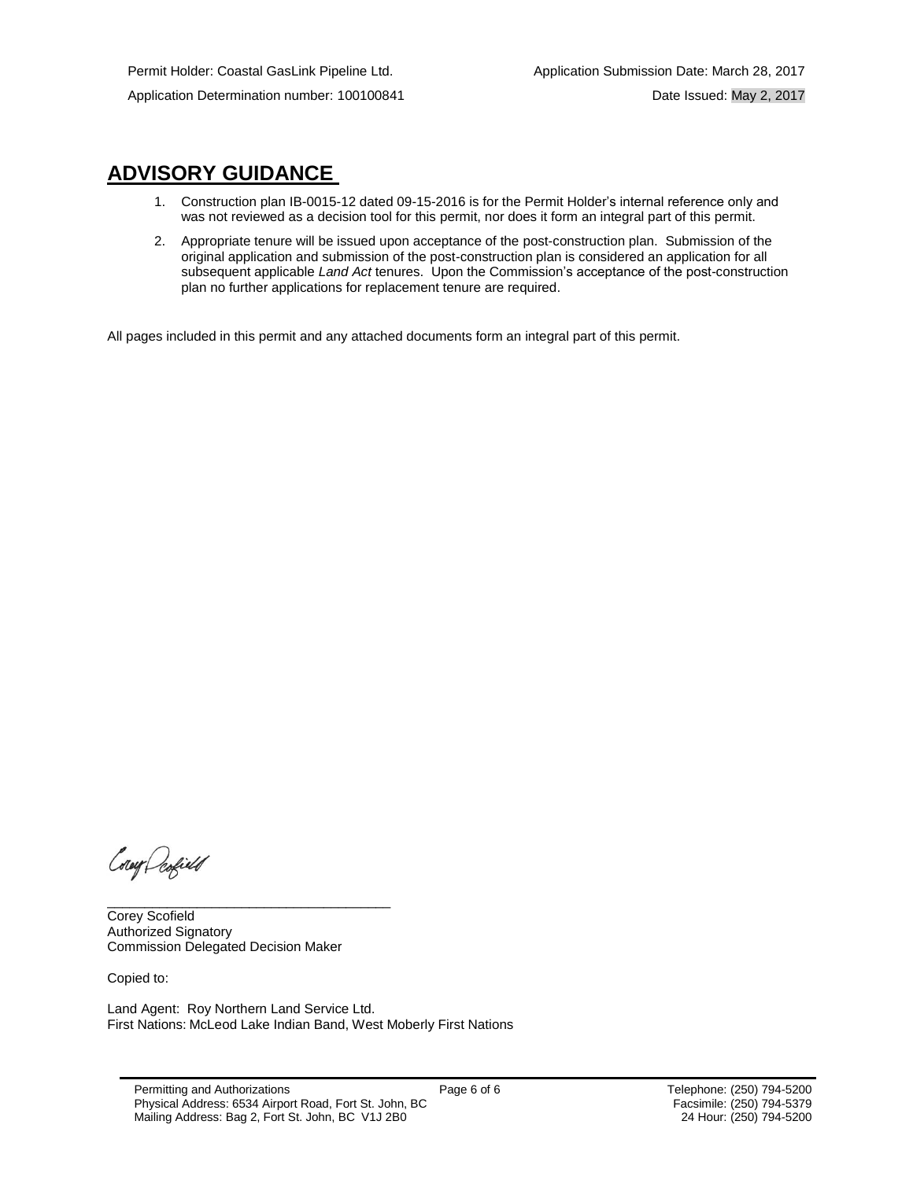Permit Holder: Coastal GasLink Pipeline Ltd. Application Submission Date: March 28, 2017

Application Determination number: 100100841 Date Issued: May 2, 2017

## ADVISORY GUIDANCE

1. Construction plan IB-0015-12 dated 09-15-2016 is for the Permit Holder's internal reference only and was not reviewed as a decision tool for this permit, nor does it form an integral part of this permit.
2. Appropriate tenure will be issued upon acceptance of the post-construction plan. Submission of the original application and submission of the post-construction plan is considered an application for all subsequent applicable *Land Act* tenures. Upon the Commission's acceptance of the post-construction plan no further applications for replacement tenure are required.

All pages included in this permit and any attached documents form an integral part of this permit.

Corey Scofield

______________________________________

Corey Scofield
Authorized Signatory
Commission Delegated Decision Maker

Copied to:

Land Agent: Roy Northern Land Service Ltd.
First Nations: McLeod Lake Indian Band, West Moberly First Nations

Permitting and Authorizations
Physical Address: 6534 Airport Road, Fort St. John, BC
Mailing Address: Bag 2, Fort St. John, BC V1J 2B0

Telephone: (250) 794-5200
Facsimile: (250) 794-5379
24 Hour: (250) 794-5200